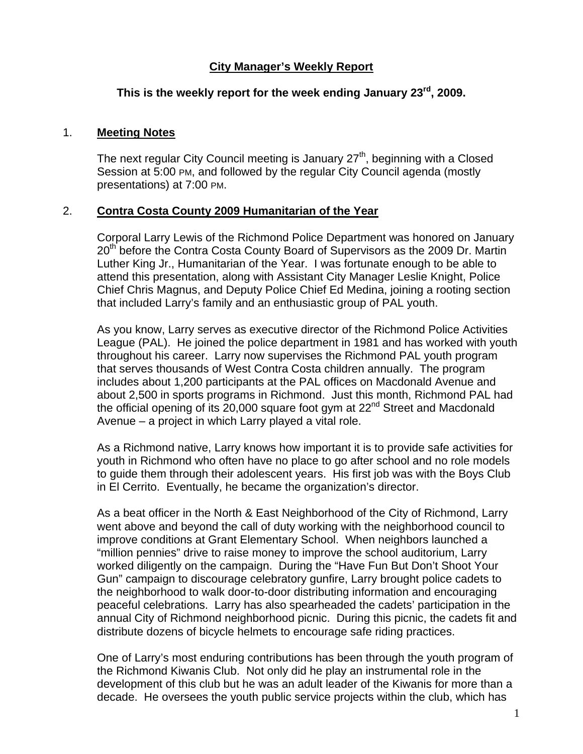# City Manager's Weekly Report

## This is the weekly report for the week ending January 23rd, 2009.

### 1. Meeting Notes

The next regular City Council meeting is January 27th, beginning with a Closed Session at 5:00 PM, and followed by the regular City Council agenda (mostly presentations) at 7:00 PM.

### 2. Contra Costa County 2009 Humanitarian of the Year

Corporal Larry Lewis of the Richmond Police Department was honored on January 20th before the Contra Costa County Board of Supervisors as the 2009 Dr. Martin Luther King Jr., Humanitarian of the Year. I was fortunate enough to be able to attend this presentation, along with Assistant City Manager Leslie Knight, Police Chief Chris Magnus, and Deputy Police Chief Ed Medina, joining a rooting section that included Larry's family and an enthusiastic group of PAL youth.

As you know, Larry serves as executive director of the Richmond Police Activities League (PAL). He joined the police department in 1981 and has worked with youth throughout his career. Larry now supervises the Richmond PAL youth program that serves thousands of West Contra Costa children annually. The program includes about 1,200 participants at the PAL offices on Macdonald Avenue and about 2,500 in sports programs in Richmond. Just this month, Richmond PAL had the official opening of its 20,000 square foot gym at 22nd Street and Macdonald Avenue – a project in which Larry played a vital role.

As a Richmond native, Larry knows how important it is to provide safe activities for youth in Richmond who often have no place to go after school and no role models to guide them through their adolescent years. His first job was with the Boys Club in El Cerrito. Eventually, he became the organization's director.

As a beat officer in the North & East Neighborhood of the City of Richmond, Larry went above and beyond the call of duty working with the neighborhood council to improve conditions at Grant Elementary School. When neighbors launched a "million pennies" drive to raise money to improve the school auditorium, Larry worked diligently on the campaign. During the "Have Fun But Don't Shoot Your Gun" campaign to discourage celebratory gunfire, Larry brought police cadets to the neighborhood to walk door-to-door distributing information and encouraging peaceful celebrations. Larry has also spearheaded the cadets' participation in the annual City of Richmond neighborhood picnic. During this picnic, the cadets fit and distribute dozens of bicycle helmets to encourage safe riding practices.

One of Larry's most enduring contributions has been through the youth program of the Richmond Kiwanis Club. Not only did he play an instrumental role in the development of this club but he was an adult leader of the Kiwanis for more than a decade. He oversees the youth public service projects within the club, which has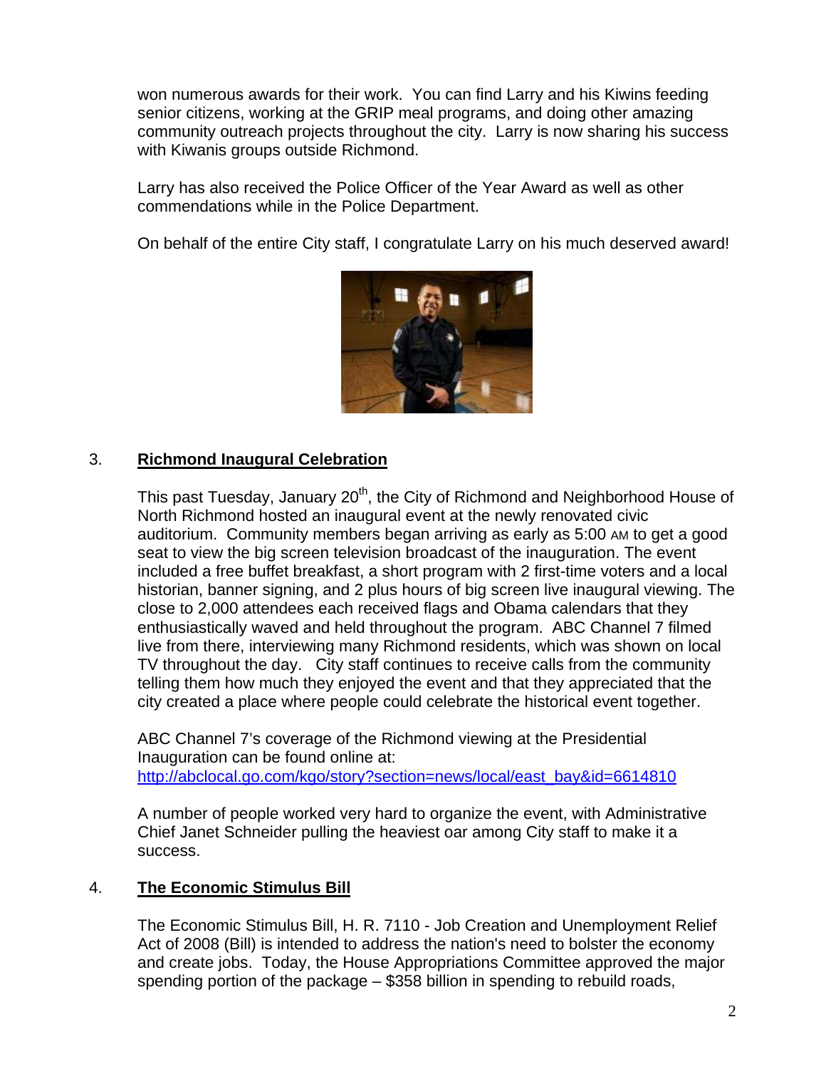won numerous awards for their work. You can find Larry and his Kiwins feeding senior citizens, working at the GRIP meal programs, and doing other amazing community outreach projects throughout the city. Larry is now sharing his success with Kiwanis groups outside Richmond.

Larry has also received the Police Officer of the Year Award as well as other commendations while in the Police Department.

On behalf of the entire City staff, I congratulate Larry on his much deserved award!

## 3. **Richmond Inaugural Celebration**

This past Tuesday, January 20th, the City of Richmond and Neighborhood House of North Richmond hosted an inaugural event at the newly renovated civic auditorium. Community members began arriving as early as 5:00 AM to get a good seat to view the big screen television broadcast of the inauguration. The event included a free buffet breakfast, a short program with 2 first-time voters and a local historian, banner signing, and 2 plus hours of big screen live inaugural viewing. The close to 2,000 attendees each received flags and Obama calendars that they enthusiastically waved and held throughout the program. ABC Channel 7 filmed live from there, interviewing many Richmond residents, which was shown on local TV throughout the day. City staff continues to receive calls from the community telling them how much they enjoyed the event and that they appreciated that the city created a place where people could celebrate the historical event together.

ABC Channel 7's coverage of the Richmond viewing at the Presidential Inauguration can be found online at:
http://abclocal.go.com/kgo/story?section=news/local/east_bay&id=6614810

A number of people worked very hard to organize the event, with Administrative Chief Janet Schneider pulling the heaviest oar among City staff to make it a success.

## 4. **The Economic Stimulus Bill**

The Economic Stimulus Bill, H. R. 7110 - Job Creation and Unemployment Relief Act of 2008 (Bill) is intended to address the nation's need to bolster the economy and create jobs. Today, the House Appropriations Committee approved the major spending portion of the package – $358 billion in spending to rebuild roads,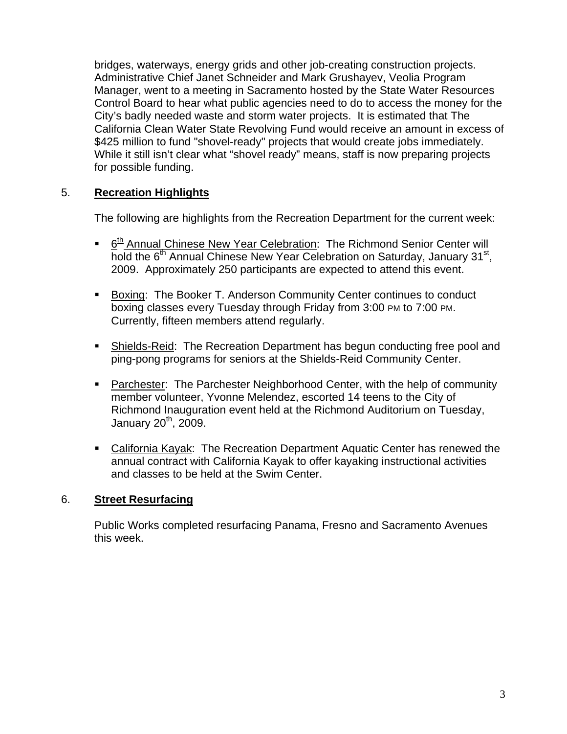bridges, waterways, energy grids and other job-creating construction projects. Administrative Chief Janet Schneider and Mark Grushayev, Veolia Program Manager, went to a meeting in Sacramento hosted by the State Water Resources Control Board to hear what public agencies need to do to access the money for the City's badly needed waste and storm water projects. It is estimated that The California Clean Water State Revolving Fund would receive an amount in excess of $425 million to fund "shovel-ready" projects that would create jobs immediately. While it still isn't clear what "shovel ready" means, staff is now preparing projects for possible funding.

## 5. **Recreation Highlights**

The following are highlights from the Recreation Department for the current week:

- 6th Annual Chinese New Year Celebration: The Richmond Senior Center will hold the 6th Annual Chinese New Year Celebration on Saturday, January 31st, 2009. Approximately 250 participants are expected to attend this event.

- Boxing: The Booker T. Anderson Community Center continues to conduct boxing classes every Tuesday through Friday from 3:00 PM to 7:00 PM. Currently, fifteen members attend regularly.

- Shields-Reid: The Recreation Department has begun conducting free pool and ping-pong programs for seniors at the Shields-Reid Community Center.

- Parchester: The Parchester Neighborhood Center, with the help of community member volunteer, Yvonne Melendez, escorted 14 teens to the City of Richmond Inauguration event held at the Richmond Auditorium on Tuesday, January 20th, 2009.

- California Kayak: The Recreation Department Aquatic Center has renewed the annual contract with California Kayak to offer kayaking instructional activities and classes to be held at the Swim Center.

## 6. **Street Resurfacing**

Public Works completed resurfacing Panama, Fresno and Sacramento Avenues this week.